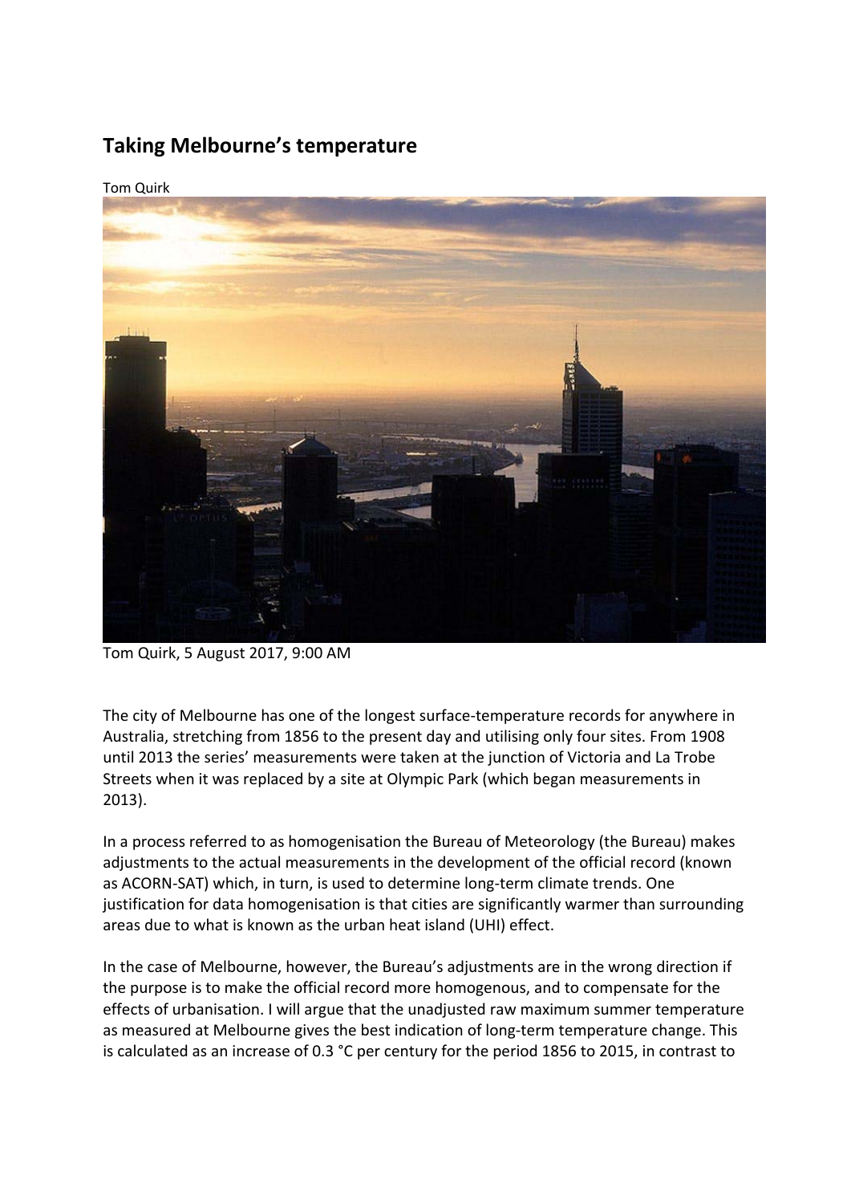# Taking Melbourne's temperature

Tom Quirk

Tom Quirk, 5 August 2017, 9:00 AM

The city of Melbourne has one of the longest surface-temperature records for anywhere in Australia, stretching from 1856 to the present day and utilising only four sites. From 1908 until 2013 the series' measurements were taken at the junction of Victoria and La Trobe Streets when it was replaced by a site at Olympic Park (which began measurements in 2013).

In a process referred to as homogenisation the Bureau of Meteorology (the Bureau) makes adjustments to the actual measurements in the development of the official record (known as ACORN-SAT) which, in turn, is used to determine long-term climate trends. One justification for data homogenisation is that cities are significantly warmer than surrounding areas due to what is known as the urban heat island (UHI) effect.

In the case of Melbourne, however, the Bureau's adjustments are in the wrong direction if the purpose is to make the official record more homogenous, and to compensate for the effects of urbanisation. I will argue that the unadjusted raw maximum summer temperature as measured at Melbourne gives the best indication of long-term temperature change. This is calculated as an increase of 0.3 °C per century for the period 1856 to 2015, in contrast to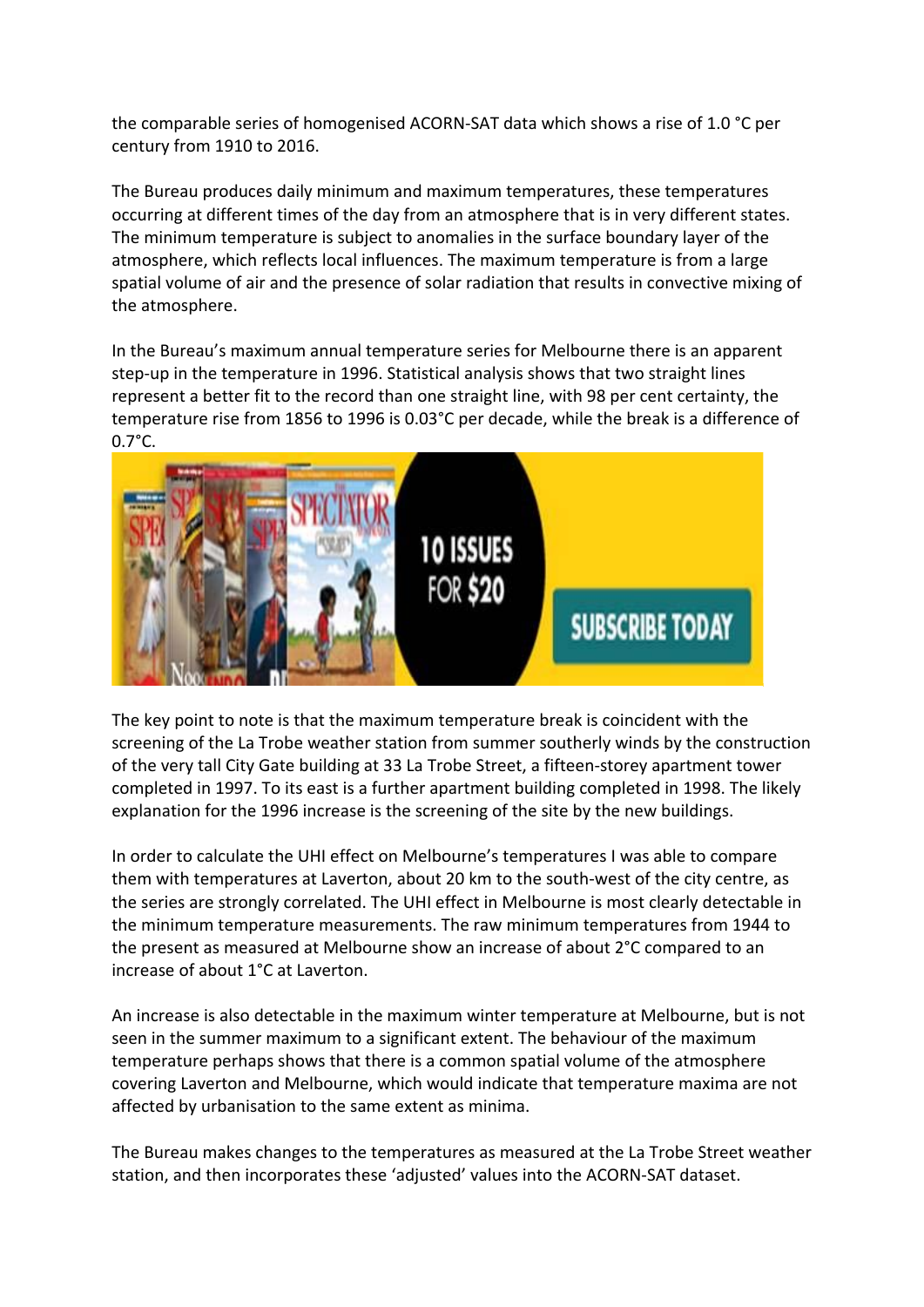the comparable series of homogenised ACORN-SAT data which shows a rise of 1.0 °C per century from 1910 to 2016.

The Bureau produces daily minimum and maximum temperatures, these temperatures occurring at different times of the day from an atmosphere that is in very different states. The minimum temperature is subject to anomalies in the surface boundary layer of the atmosphere, which reflects local influences. The maximum temperature is from a large spatial volume of air and the presence of solar radiation that results in convective mixing of the atmosphere.

In the Bureau's maximum annual temperature series for Melbourne there is an apparent step-up in the temperature in 1996. Statistical analysis shows that two straight lines represent a better fit to the record than one straight line, with 98 per cent certainty, the temperature rise from 1856 to 1996 is 0.03°C per decade, while the break is a difference of 0.7°C.

The key point to note is that the maximum temperature break is coincident with the screening of the La Trobe weather station from summer southerly winds by the construction of the very tall City Gate building at 33 La Trobe Street, a fifteen-storey apartment tower completed in 1997. To its east is a further apartment building completed in 1998. The likely explanation for the 1996 increase is the screening of the site by the new buildings.

In order to calculate the UHI effect on Melbourne's temperatures I was able to compare them with temperatures at Laverton, about 20 km to the south-west of the city centre, as the series are strongly correlated. The UHI effect in Melbourne is most clearly detectable in the minimum temperature measurements. The raw minimum temperatures from 1944 to the present as measured at Melbourne show an increase of about 2°C compared to an increase of about 1°C at Laverton.

An increase is also detectable in the maximum winter temperature at Melbourne, but is not seen in the summer maximum to a significant extent. The behaviour of the maximum temperature perhaps shows that there is a common spatial volume of the atmosphere covering Laverton and Melbourne, which would indicate that temperature maxima are not affected by urbanisation to the same extent as minima.

The Bureau makes changes to the temperatures as measured at the La Trobe Street weather station, and then incorporates these 'adjusted' values into the ACORN-SAT dataset.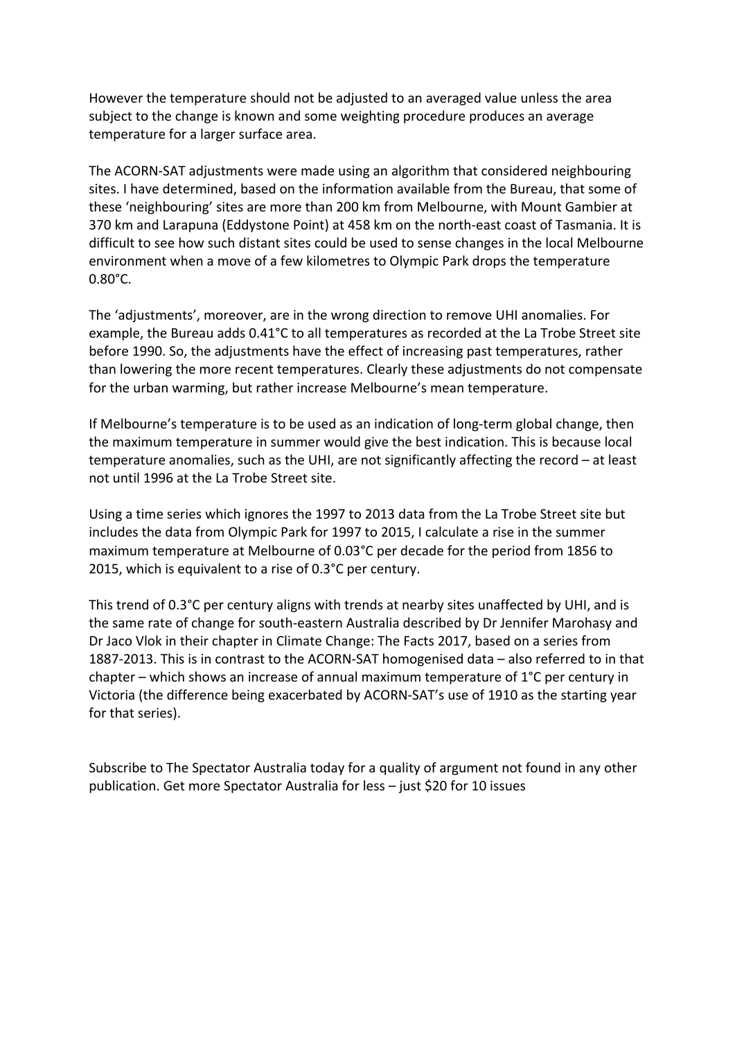However the temperature should not be adjusted to an averaged value unless the area subject to the change is known and some weighting procedure produces an average temperature for a larger surface area.

The ACORN-SAT adjustments were made using an algorithm that considered neighbouring sites. I have determined, based on the information available from the Bureau, that some of these 'neighbouring' sites are more than 200 km from Melbourne, with Mount Gambier at 370 km and Larapuna (Eddystone Point) at 458 km on the north-east coast of Tasmania. It is difficult to see how such distant sites could be used to sense changes in the local Melbourne environment when a move of a few kilometres to Olympic Park drops the temperature 0.80°C.

The 'adjustments', moreover, are in the wrong direction to remove UHI anomalies. For example, the Bureau adds 0.41°C to all temperatures as recorded at the La Trobe Street site before 1990. So, the adjustments have the effect of increasing past temperatures, rather than lowering the more recent temperatures. Clearly these adjustments do not compensate for the urban warming, but rather increase Melbourne's mean temperature.

If Melbourne's temperature is to be used as an indication of long-term global change, then the maximum temperature in summer would give the best indication. This is because local temperature anomalies, such as the UHI, are not significantly affecting the record – at least not until 1996 at the La Trobe Street site.

Using a time series which ignores the 1997 to 2013 data from the La Trobe Street site but includes the data from Olympic Park for 1997 to 2015, I calculate a rise in the summer maximum temperature at Melbourne of 0.03°C per decade for the period from 1856 to 2015, which is equivalent to a rise of 0.3°C per century.

This trend of 0.3°C per century aligns with trends at nearby sites unaffected by UHI, and is the same rate of change for south-eastern Australia described by Dr Jennifer Marohasy and Dr Jaco Vlok in their chapter in Climate Change: The Facts 2017, based on a series from 1887-2013. This is in contrast to the ACORN-SAT homogenised data – also referred to in that chapter – which shows an increase of annual maximum temperature of 1°C per century in Victoria (the difference being exacerbated by ACORN-SAT's use of 1910 as the starting year for that series).

Subscribe to The Spectator Australia today for a quality of argument not found in any other publication. Get more Spectator Australia for less – just $20 for 10 issues